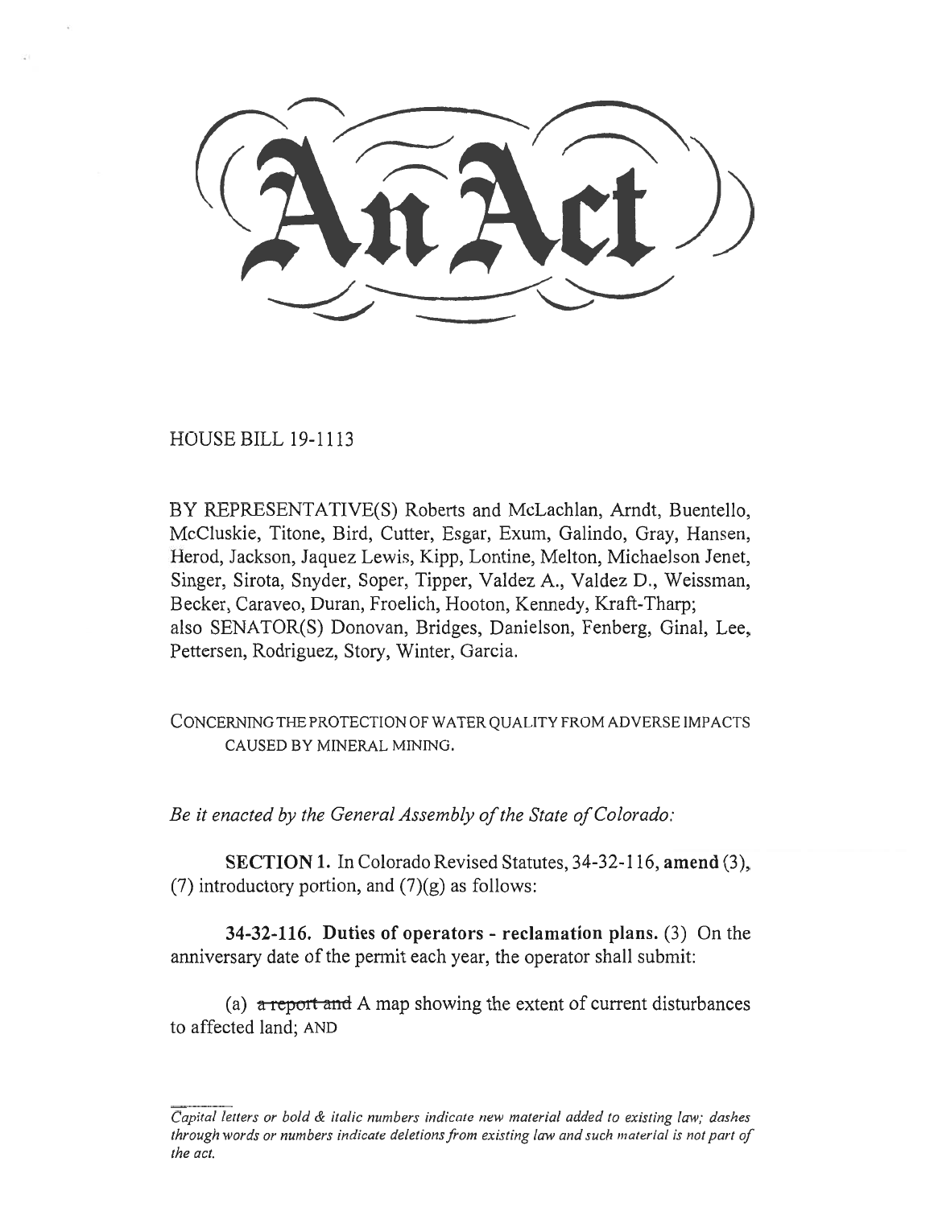# An Act

HOUSE BILL 19-1113

BY REPRESENTATIVE(S) Roberts and McLachlan, Arndt, Buentello, McCluskie, Titone, Bird, Cutter, Esgar, Exum, Galindo, Gray, Hansen, Herod, Jackson, Jaquez Lewis, Kipp, Lontine, Melton, Michaelson Jenet, Singer, Sirota, Snyder, Soper, Tipper, Valdez A., Valdez D., Weissman, Becker, Caraveo, Duran, Froelich, Hooton, Kennedy, Kraft-Tharp; also SENATOR(S) Donovan, Bridges, Danielson, Fenberg, Ginal, Lee, Pettersen, Rodriguez, Story, Winter, Garcia.

CONCERNING THE PROTECTION OF WATER QUALITY FROM ADVERSE IMPACTS CAUSED BY MINERAL MINING.

*Be it enacted by the General Assembly of the State of Colorado:*

**SECTION 1.** In Colorado Revised Statutes, 34-32-116, **amend** (3), (7) introductory portion, and (7)(g) as follows:

**34-32-116. Duties of operators - reclamation plans.** (3) On the anniversary date of the permit each year, the operator shall submit:

(a) ~~a report and~~ A map showing the extent of current disturbances to affected land; AND

*Capital letters or bold & italic numbers indicate new material added to existing law; dashes through words or numbers indicate deletions from existing law and such material is not part of the act.*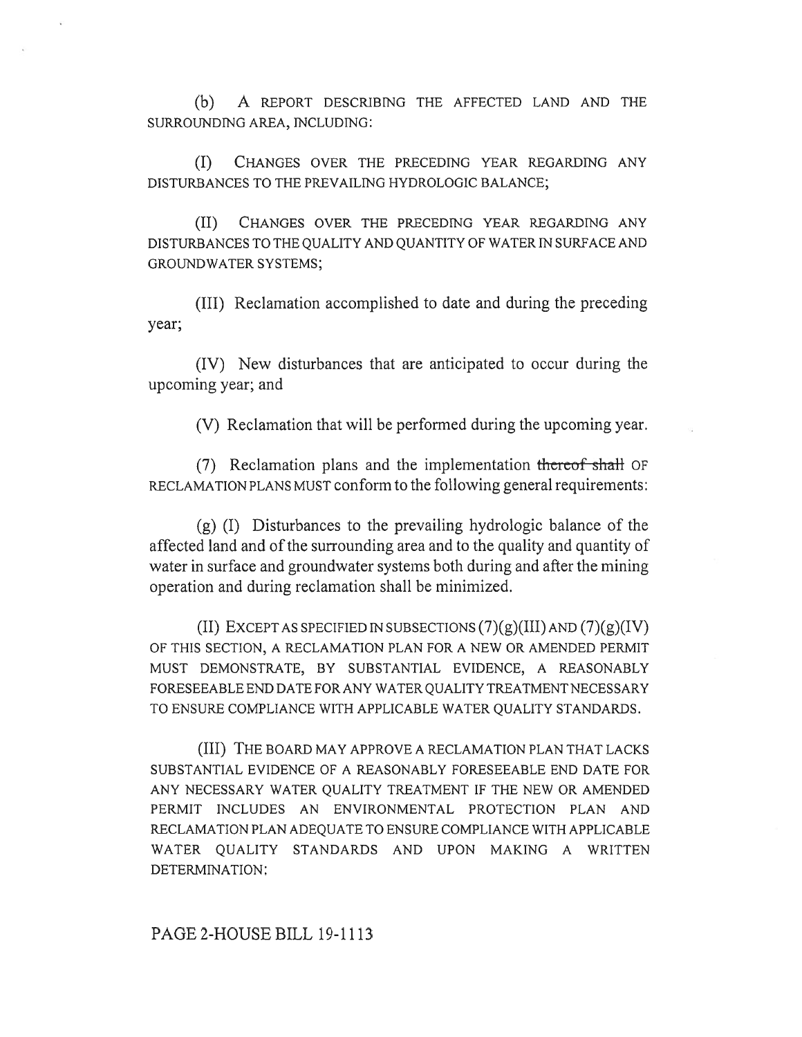(b) A REPORT DESCRIBING THE AFFECTED LAND AND THE SURROUNDING AREA, INCLUDING:

(I) CHANGES OVER THE PRECEDING YEAR REGARDING ANY DISTURBANCES TO THE PREVAILING HYDROLOGIC BALANCE;

(II) CHANGES OVER THE PRECEDING YEAR REGARDING ANY DISTURBANCES TO THE QUALITY AND QUANTITY OF WATER IN SURFACE AND GROUNDWATER SYSTEMS;

(III) Reclamation accomplished to date and during the preceding year;

(IV) New disturbances that are anticipated to occur during the upcoming year; and

(V) Reclamation that will be performed during the upcoming year.

(7) Reclamation plans and the implementation ~~thereof shall~~ OF RECLAMATION PLANS MUST conform to the following general requirements:

(g) (I) Disturbances to the prevailing hydrologic balance of the affected land and of the surrounding area and to the quality and quantity of water in surface and groundwater systems both during and after the mining operation and during reclamation shall be minimized.

(II) EXCEPT AS SPECIFIED IN SUBSECTIONS (7)(g)(III) AND (7)(g)(IV) OF THIS SECTION, A RECLAMATION PLAN FOR A NEW OR AMENDED PERMIT MUST DEMONSTRATE, BY SUBSTANTIAL EVIDENCE, A REASONABLY FORESEEABLE END DATE FOR ANY WATER QUALITY TREATMENT NECESSARY TO ENSURE COMPLIANCE WITH APPLICABLE WATER QUALITY STANDARDS.

(III) THE BOARD MAY APPROVE A RECLAMATION PLAN THAT LACKS SUBSTANTIAL EVIDENCE OF A REASONABLY FORESEEABLE END DATE FOR ANY NECESSARY WATER QUALITY TREATMENT IF THE NEW OR AMENDED PERMIT INCLUDES AN ENVIRONMENTAL PROTECTION PLAN AND RECLAMATION PLAN ADEQUATE TO ENSURE COMPLIANCE WITH APPLICABLE WATER QUALITY STANDARDS AND UPON MAKING A WRITTEN DETERMINATION:

PAGE 2-HOUSE BILL 19-1113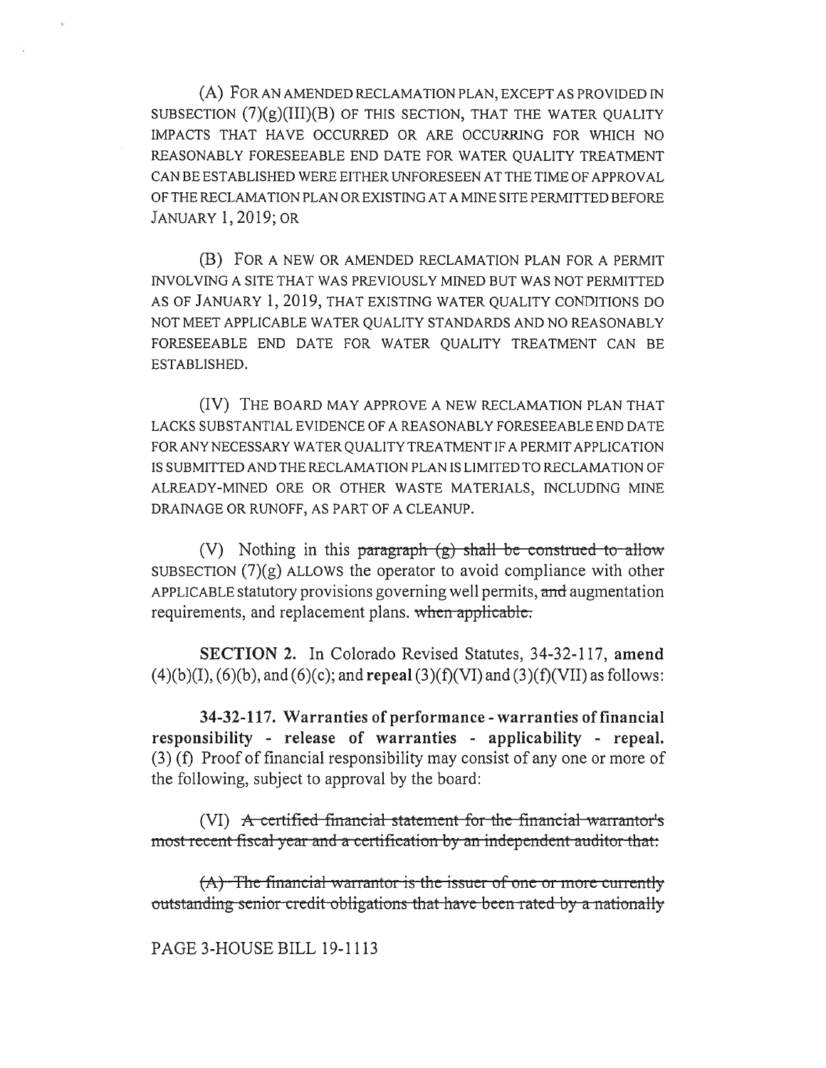(A) FOR AN AMENDED RECLAMATION PLAN, EXCEPT AS PROVIDED IN SUBSECTION (7)(g)(III)(B) OF THIS SECTION, THAT THE WATER QUALITY IMPACTS THAT HAVE OCCURRED OR ARE OCCURRING FOR WHICH NO REASONABLY FORESEEABLE END DATE FOR WATER QUALITY TREATMENT CAN BE ESTABLISHED WERE EITHER UNFORESEEN AT THE TIME OF APPROVAL OF THE RECLAMATION PLAN OR EXISTING AT A MINE SITE PERMITTED BEFORE JANUARY 1, 2019; OR

(B) FOR A NEW OR AMENDED RECLAMATION PLAN FOR A PERMIT INVOLVING A SITE THAT WAS PREVIOUSLY MINED BUT WAS NOT PERMITTED AS OF JANUARY 1, 2019, THAT EXISTING WATER QUALITY CONDITIONS DO NOT MEET APPLICABLE WATER QUALITY STANDARDS AND NO REASONABLY FORESEEABLE END DATE FOR WATER QUALITY TREATMENT CAN BE ESTABLISHED.

(IV) THE BOARD MAY APPROVE A NEW RECLAMATION PLAN THAT LACKS SUBSTANTIAL EVIDENCE OF A REASONABLY FORESEEABLE END DATE FOR ANY NECESSARY WATER QUALITY TREATMENT IF A PERMIT APPLICATION IS SUBMITTED AND THE RECLAMATION PLAN IS LIMITED TO RECLAMATION OF ALREADY-MINED ORE OR OTHER WASTE MATERIALS, INCLUDING MINE DRAINAGE OR RUNOFF, AS PART OF A CLEANUP.

(V) Nothing in this ~~paragraph (g) shall be construed to allow~~ SUBSECTION (7)(g) ALLOWS the operator to avoid compliance with other APPLICABLE statutory provisions governing well permits, ~~and~~ augmentation requirements, and replacement plans. ~~when applicable.~~

**SECTION 2.** In Colorado Revised Statutes, 34-32-117, **amend** (4)(b)(I), (6)(b), and (6)(c); and **repeal** (3)(f)(VI) and (3)(f)(VII) as follows:

**34-32-117. Warranties of performance - warranties of financial responsibility - release of warranties - applicability - repeal.** (3) (f) Proof of financial responsibility may consist of any one or more of the following, subject to approval by the board:

(VI) ~~A certified financial statement for the financial warrantor's most recent fiscal year and a certification by an independent auditor that:~~

~~(A) The financial warrantor is the issuer of one or more currently outstanding senior credit obligations that have been rated by a nationally~~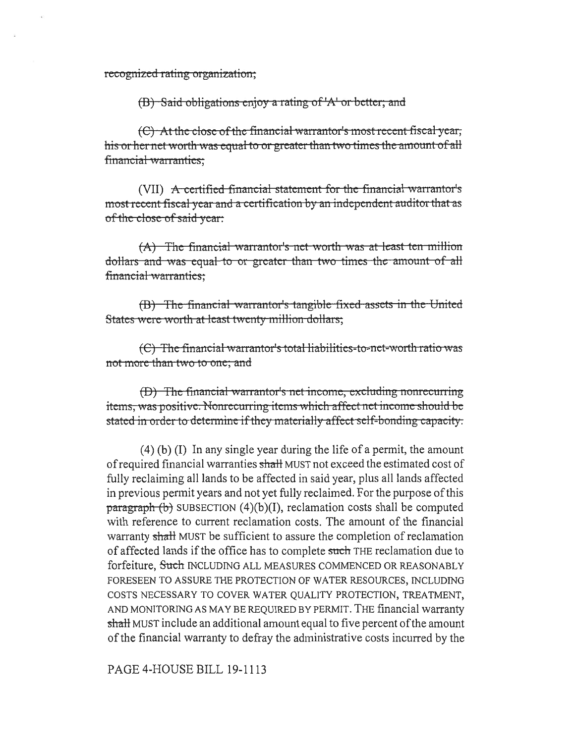~~recognized rating organization;~~

~~(B) Said obligations enjoy a rating of 'A' or better; and~~

~~(C) At the close of the financial warrantor's most recent fiscal year, his or her net worth was equal to or greater than two times the amount of all financial warranties;~~

(VII) ~~A certified financial statement for the financial warrantor's most recent fiscal year and a certification by an independent auditor that as of the close of said year:~~

~~(A) The financial warrantor's net worth was at least ten million dollars and was equal to or greater than two times the amount of all financial warranties;~~

~~(B) The financial warrantor's tangible fixed assets in the United States were worth at least twenty million dollars;~~

~~(C) The financial warrantor's total liabilities-to-net-worth ratio was not more than two to one; and~~

~~(D) The financial warrantor's net income, excluding nonrecurring items, was positive. Nonrecurring items which affect net income should be stated in order to determine if they materially affect self-bonding capacity.~~

(4) (b) (I) In any single year during the life of a permit, the amount of required financial warranties ~~shall~~ MUST not exceed the estimated cost of fully reclaiming all lands to be affected in said year, plus all lands affected in previous permit years and not yet fully reclaimed. For the purpose of this ~~paragraph (b)~~ SUBSECTION (4)(b)(I), reclamation costs shall be computed with reference to current reclamation costs. The amount of the financial warranty ~~shall~~ MUST be sufficient to assure the completion of reclamation of affected lands if the office has to complete ~~such~~ THE reclamation due to forfeiture, ~~Such~~ INCLUDING ALL MEASURES COMMENCED OR REASONABLY FORESEEN TO ASSURE THE PROTECTION OF WATER RESOURCES, INCLUDING COSTS NECESSARY TO COVER WATER QUALITY PROTECTION, TREATMENT, AND MONITORING AS MAY BE REQUIRED BY PERMIT. THE financial warranty ~~shall~~ MUST include an additional amount equal to five percent of the amount of the financial warranty to defray the administrative costs incurred by the

PAGE 4-HOUSE BILL 19-1113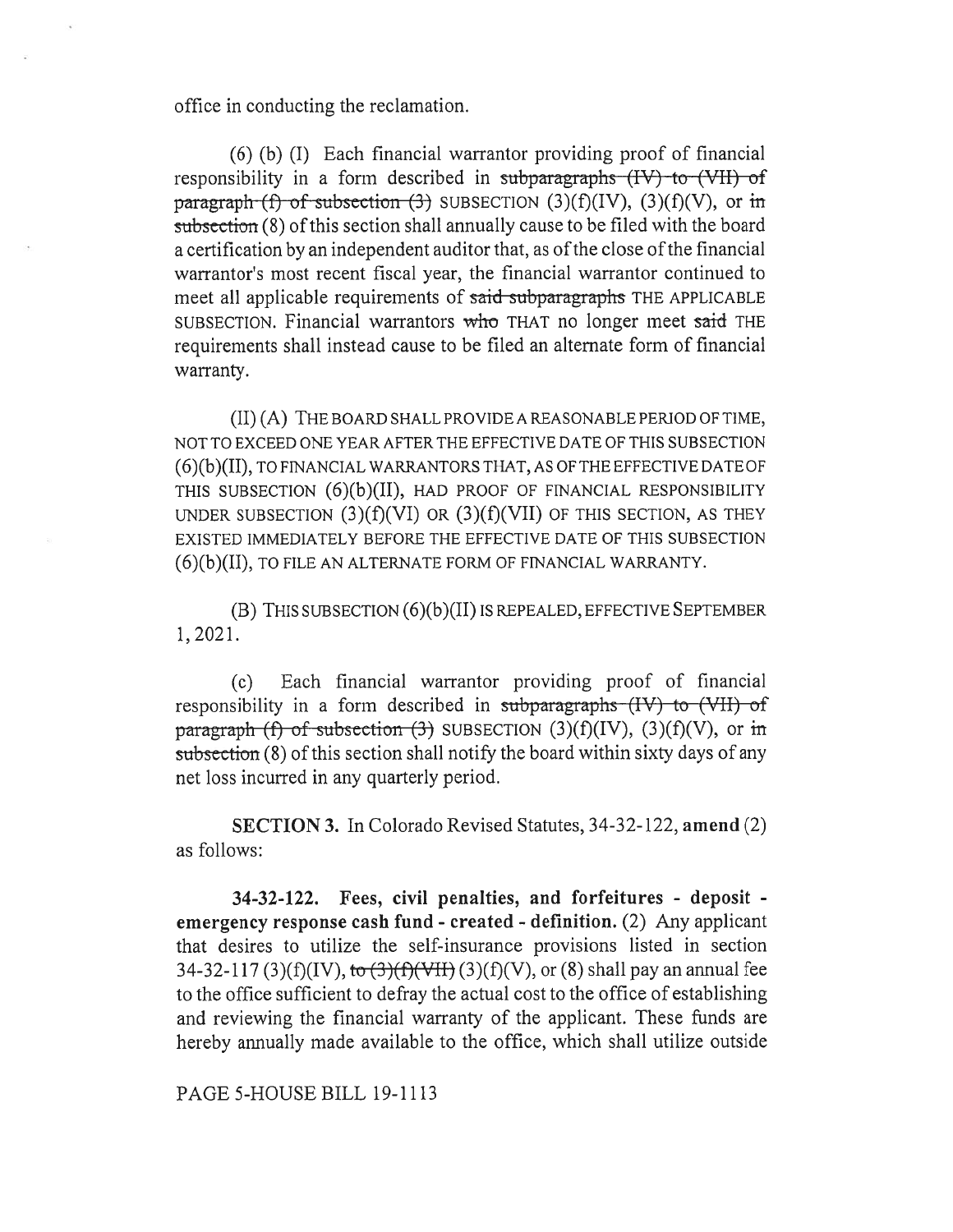office in conducting the reclamation.

(6) (b) (I) Each financial warrantor providing proof of financial responsibility in a form described in ~~subparagraphs (IV) to (VII) of paragraph (f) of subsection (3)~~ SUBSECTION (3)(f)(IV), (3)(f)(V), or ~~in subsection~~ (8) of this section shall annually cause to be filed with the board a certification by an independent auditor that, as of the close of the financial warrantor's most recent fiscal year, the financial warrantor continued to meet all applicable requirements of ~~said subparagraphs~~ THE APPLICABLE SUBSECTION. Financial warrantors ~~who~~ THAT no longer meet ~~said~~ THE requirements shall instead cause to be filed an alternate form of financial warranty.

(II) (A) THE BOARD SHALL PROVIDE A REASONABLE PERIOD OF TIME, NOT TO EXCEED ONE YEAR AFTER THE EFFECTIVE DATE OF THIS SUBSECTION (6)(b)(II), TO FINANCIAL WARRANTORS THAT, AS OF THE EFFECTIVE DATE OF THIS SUBSECTION (6)(b)(II), HAD PROOF OF FINANCIAL RESPONSIBILITY UNDER SUBSECTION (3)(f)(VI) OR (3)(f)(VII) OF THIS SECTION, AS THEY EXISTED IMMEDIATELY BEFORE THE EFFECTIVE DATE OF THIS SUBSECTION (6)(b)(II), TO FILE AN ALTERNATE FORM OF FINANCIAL WARRANTY.

(B) THIS SUBSECTION (6)(b)(II) IS REPEALED, EFFECTIVE SEPTEMBER 1, 2021.

(c) Each financial warrantor providing proof of financial responsibility in a form described in ~~subparagraphs (IV) to (VII) of paragraph (f) of subsection (3)~~ SUBSECTION (3)(f)(IV), (3)(f)(V), or ~~in subsection~~ (8) of this section shall notify the board within sixty days of any net loss incurred in any quarterly period.

**SECTION 3.** In Colorado Revised Statutes, 34-32-122, **amend** (2) as follows:

**34-32-122. Fees, civil penalties, and forfeitures - deposit - emergency response cash fund - created - definition.** (2) Any applicant that desires to utilize the self-insurance provisions listed in section 34-32-117 (3)(f)(IV), ~~to (3)(f)(VII)~~ (3)(f)(V), or (8) shall pay an annual fee to the office sufficient to defray the actual cost to the office of establishing and reviewing the financial warranty of the applicant. These funds are hereby annually made available to the office, which shall utilize outside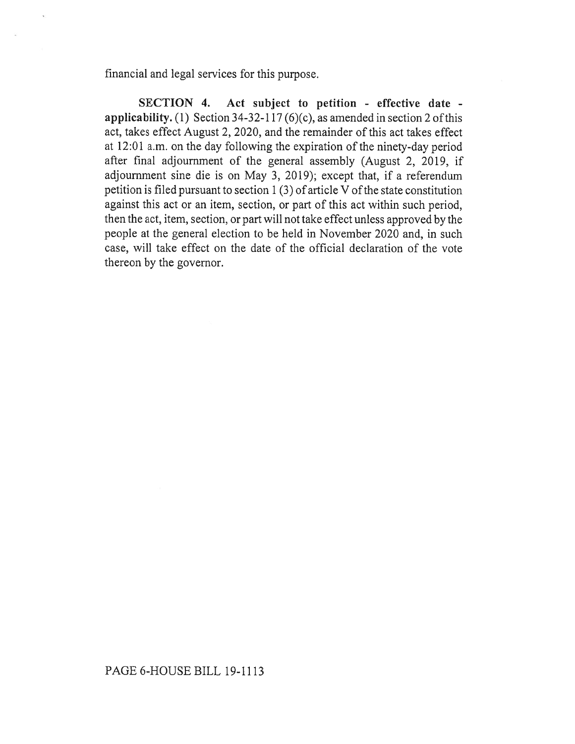financial and legal services for this purpose.

**SECTION 4. Act subject to petition - effective date - applicability.** (1) Section 34-32-117 (6)(c), as amended in section 2 of this act, takes effect August 2, 2020, and the remainder of this act takes effect at 12:01 a.m. on the day following the expiration of the ninety-day period after final adjournment of the general assembly (August 2, 2019, if adjournment sine die is on May 3, 2019); except that, if a referendum petition is filed pursuant to section 1 (3) of article V of the state constitution against this act or an item, section, or part of this act within such period, then the act, item, section, or part will not take effect unless approved by the people at the general election to be held in November 2020 and, in such case, will take effect on the date of the official declaration of the vote thereon by the governor.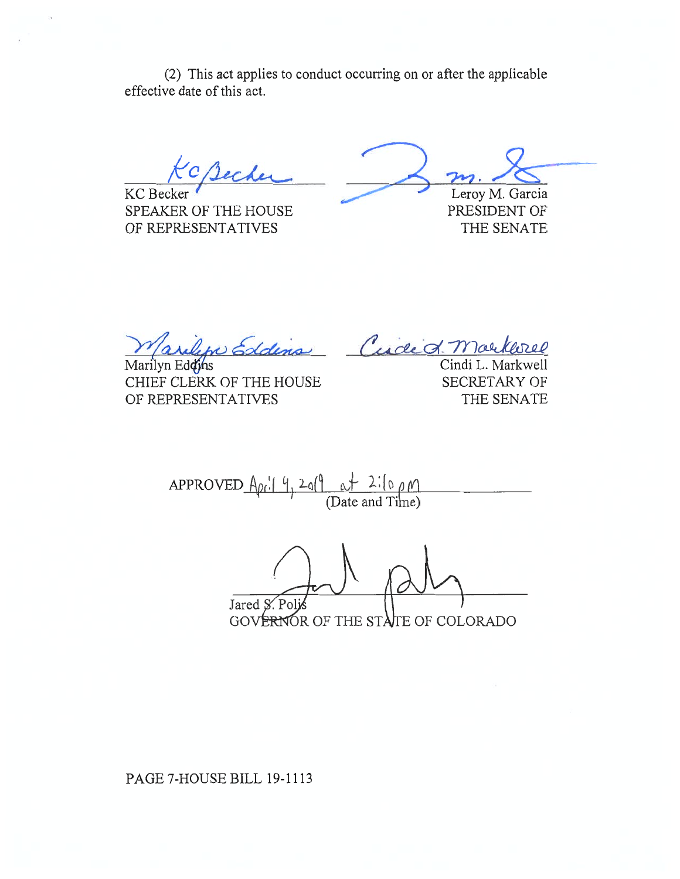(2) This act applies to conduct occurring on or after the applicable effective date of this act.

KC Becker
SPEAKER OF THE HOUSE
OF REPRESENTATIVES

Leroy M. Garcia
PRESIDENT OF
THE SENATE

Marilyn Eddins
CHIEF CLERK OF THE HOUSE
OF REPRESENTATIVES

Cindi L. Markwell
SECRETARY OF
THE SENATE

APPROVED April 4, 2019 at 2:10 pm
(Date and Time)

Jared S. Polis
GOVERNOR OF THE STATE OF COLORADO

PAGE 7-HOUSE BILL 19-1113